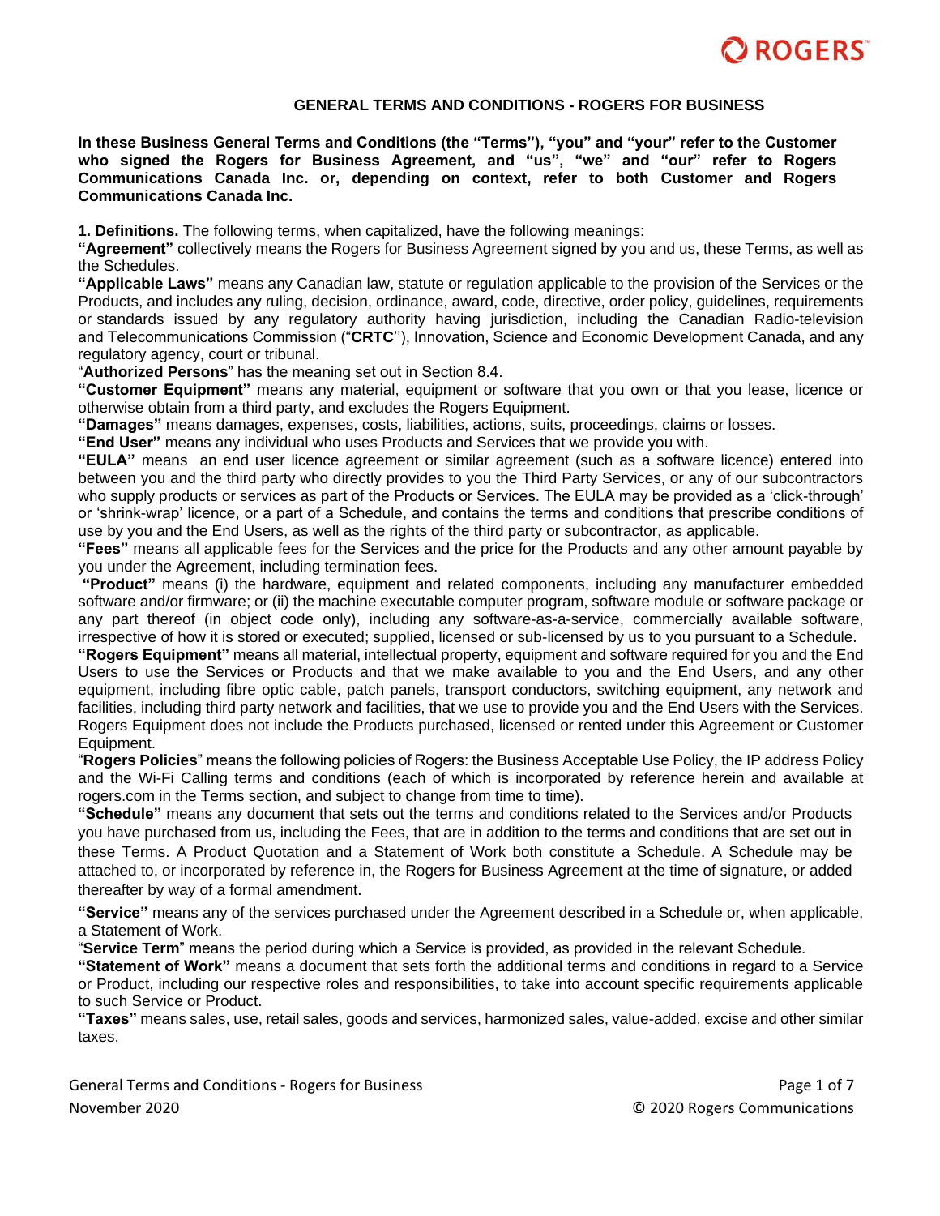## GENERAL TERMS AND CONDITIONS - ROGERS FOR BUSINESS

**In these Business General Terms and Conditions (the "Terms"), "you" and "your" refer to the Customer who signed the Rogers for Business Agreement, and "us", "we" and "our" refer to Rogers Communications Canada Inc. or, depending on context, refer to both Customer and Rogers Communications Canada Inc.**

**1. Definitions.** The following terms, when capitalized, have the following meanings:

**"Agreement"** collectively means the Rogers for Business Agreement signed by you and us, these Terms, as well as the Schedules.

**"Applicable Laws"** means any Canadian law, statute or regulation applicable to the provision of the Services or the Products, and includes any ruling, decision, ordinance, award, code, directive, order policy, guidelines, requirements or standards issued by any regulatory authority having jurisdiction, including the Canadian Radio-television and Telecommunications Commission ("**CRTC**''), Innovation, Science and Economic Development Canada, and any regulatory agency, court or tribunal.

"**Authorized Persons**" has the meaning set out in Section 8.4.

**"Customer Equipment"** means any material, equipment or software that you own or that you lease, licence or otherwise obtain from a third party, and excludes the Rogers Equipment.

**"Damages"** means damages, expenses, costs, liabilities, actions, suits, proceedings, claims or losses.

**"End User"** means any individual who uses Products and Services that we provide you with.

**"EULA"** means an end user licence agreement or similar agreement (such as a software licence) entered into between you and the third party who directly provides to you the Third Party Services, or any of our subcontractors who supply products or services as part of the Products or Services. The EULA may be provided as a 'click-through' or 'shrink-wrap' licence, or a part of a Schedule, and contains the terms and conditions that prescribe conditions of use by you and the End Users, as well as the rights of the third party or subcontractor, as applicable.

**"Fees"** means all applicable fees for the Services and the price for the Products and any other amount payable by you under the Agreement, including termination fees.

**"Product"** means (i) the hardware, equipment and related components, including any manufacturer embedded software and/or firmware; or (ii) the machine executable computer program, software module or software package or any part thereof (in object code only), including any software-as-a-service, commercially available software, irrespective of how it is stored or executed; supplied, licensed or sub-licensed by us to you pursuant to a Schedule.

**"Rogers Equipment"** means all material, intellectual property, equipment and software required for you and the End Users to use the Services or Products and that we make available to you and the End Users, and any other equipment, including fibre optic cable, patch panels, transport conductors, switching equipment, any network and facilities, including third party network and facilities, that we use to provide you and the End Users with the Services. Rogers Equipment does not include the Products purchased, licensed or rented under this Agreement or Customer Equipment.

"**Rogers Policies**" means the following policies of Rogers: the Business Acceptable Use Policy, the IP address Policy and the Wi-Fi Calling terms and conditions (each of which is incorporated by reference herein and available at rogers.com in the Terms section, and subject to change from time to time).

**"Schedule"** means any document that sets out the terms and conditions related to the Services and/or Products you have purchased from us, including the Fees, that are in addition to the terms and conditions that are set out in these Terms. A Product Quotation and a Statement of Work both constitute a Schedule. A Schedule may be attached to, or incorporated by reference in, the Rogers for Business Agreement at the time of signature, or added thereafter by way of a formal amendment.

**"Service"** means any of the services purchased under the Agreement described in a Schedule or, when applicable, a Statement of Work.

"**Service Term**" means the period during which a Service is provided, as provided in the relevant Schedule.

**"Statement of Work"** means a document that sets forth the additional terms and conditions in regard to a Service or Product, including our respective roles and responsibilities, to take into account specific requirements applicable to such Service or Product.

**"Taxes"** means sales, use, retail sales, goods and services, harmonized sales, value-added, excise and other similar taxes.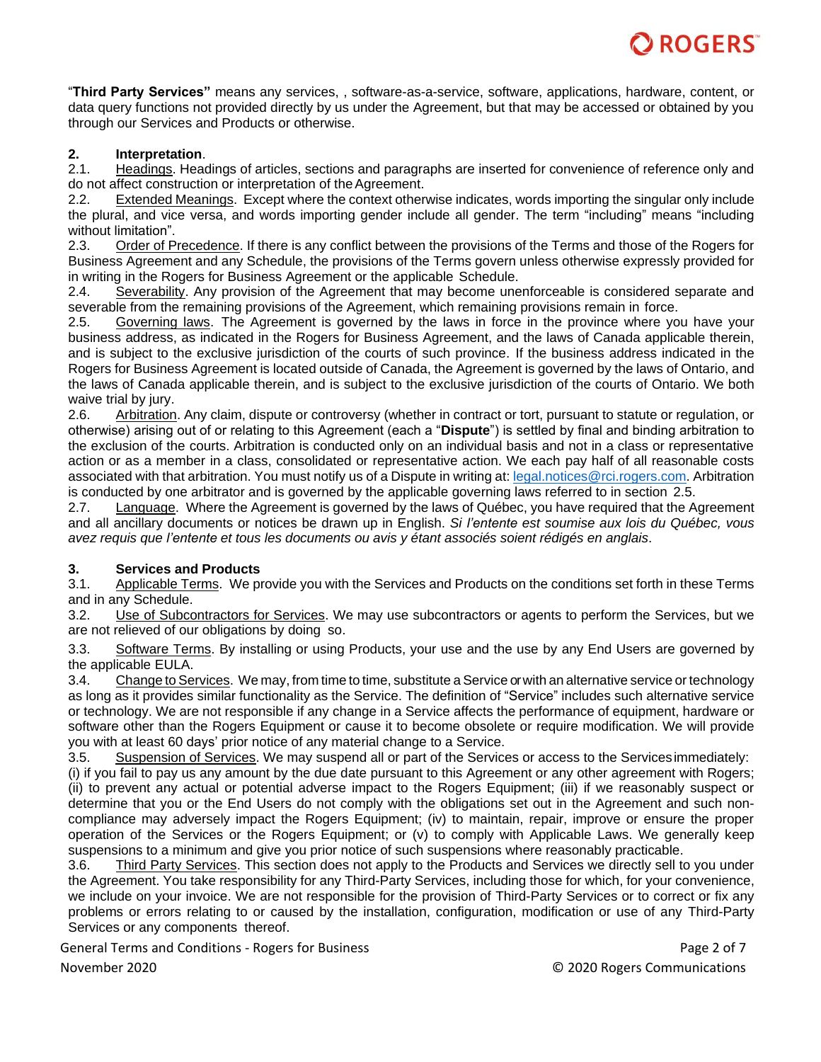"**Third Party Services"** means any services, , software-as-a-service, software, applications, hardware, content, or data query functions not provided directly by us under the Agreement, but that may be accessed or obtained by you through our Services and Products or otherwise.

## 2. Interpretation.

2.1. Headings. Headings of articles, sections and paragraphs are inserted for convenience of reference only and do not affect construction or interpretation of the Agreement.

2.2. Extended Meanings. Except where the context otherwise indicates, words importing the singular only include the plural, and vice versa, and words importing gender include all gender. The term "including" means "including without limitation".

2.3. Order of Precedence. If there is any conflict between the provisions of the Terms and those of the Rogers for Business Agreement and any Schedule, the provisions of the Terms govern unless otherwise expressly provided for in writing in the Rogers for Business Agreement or the applicable Schedule.

2.4. Severability. Any provision of the Agreement that may become unenforceable is considered separate and severable from the remaining provisions of the Agreement, which remaining provisions remain in force.

2.5. Governing laws. The Agreement is governed by the laws in force in the province where you have your business address, as indicated in the Rogers for Business Agreement, and the laws of Canada applicable therein, and is subject to the exclusive jurisdiction of the courts of such province. If the business address indicated in the Rogers for Business Agreement is located outside of Canada, the Agreement is governed by the laws of Ontario, and the laws of Canada applicable therein, and is subject to the exclusive jurisdiction of the courts of Ontario. We both waive trial by jury.

2.6. Arbitration. Any claim, dispute or controversy (whether in contract or tort, pursuant to statute or regulation, or otherwise) arising out of or relating to this Agreement (each a "**Dispute**") is settled by final and binding arbitration to the exclusion of the courts. Arbitration is conducted only on an individual basis and not in a class or representative action or as a member in a class, consolidated or representative action. We each pay half of all reasonable costs associated with that arbitration. You must notify us of a Dispute in writing at: legal.notices@rci.rogers.com. Arbitration is conducted by one arbitrator and is governed by the applicable governing laws referred to in section 2.5.

2.7. Language. Where the Agreement is governed by the laws of Québec, you have required that the Agreement and all ancillary documents or notices be drawn up in English. *Si l'entente est soumise aux lois du Québec, vous avez requis que l'entente et tous les documents ou avis y étant associés soient rédigés en anglais*.

## 3. Services and Products

3.1. Applicable Terms. We provide you with the Services and Products on the conditions set forth in these Terms and in any Schedule.

3.2. Use of Subcontractors for Services. We may use subcontractors or agents to perform the Services, but we are not relieved of our obligations by doing so.

3.3. Software Terms. By installing or using Products, your use and the use by any End Users are governed by the applicable EULA.

3.4. Change to Services. We may, from time to time, substitute a Service or with an alternative service or technology as long as it provides similar functionality as the Service. The definition of "Service" includes such alternative service or technology. We are not responsible if any change in a Service affects the performance of equipment, hardware or software other than the Rogers Equipment or cause it to become obsolete or require modification. We will provide you with at least 60 days' prior notice of any material change to a Service.

3.5. Suspension of Services. We may suspend all or part of the Services or access to the Services immediately: (i) if you fail to pay us any amount by the due date pursuant to this Agreement or any other agreement with Rogers; (ii) to prevent any actual or potential adverse impact to the Rogers Equipment; (iii) if we reasonably suspect or determine that you or the End Users do not comply with the obligations set out in the Agreement and such non-compliance may adversely impact the Rogers Equipment; (iv) to maintain, repair, improve or ensure the proper operation of the Services or the Rogers Equipment; or (v) to comply with Applicable Laws. We generally keep suspensions to a minimum and give you prior notice of such suspensions where reasonably practicable.

3.6. Third Party Services. This section does not apply to the Products and Services we directly sell to you under the Agreement. You take responsibility for any Third-Party Services, including those for which, for your convenience, we include on your invoice. We are not responsible for the provision of Third-Party Services or to correct or fix any problems or errors relating to or caused by the installation, configuration, modification or use of any Third-Party Services or any components thereof.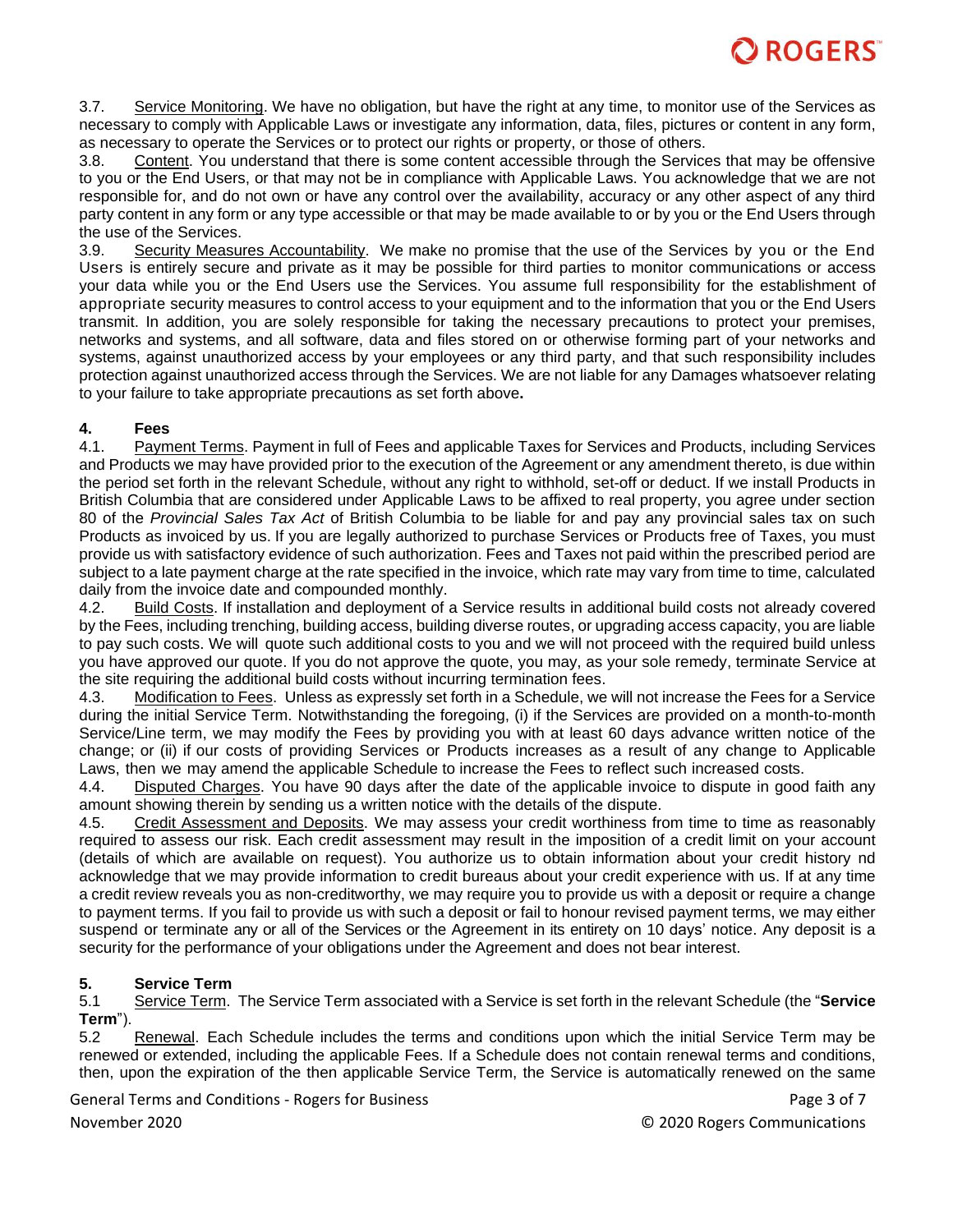3.7. Service Monitoring. We have no obligation, but have the right at any time, to monitor use of the Services as necessary to comply with Applicable Laws or investigate any information, data, files, pictures or content in any form, as necessary to operate the Services or to protect our rights or property, or those of others.

3.8. Content. You understand that there is some content accessible through the Services that may be offensive to you or the End Users, or that may not be in compliance with Applicable Laws. You acknowledge that we are not responsible for, and do not own or have any control over the availability, accuracy or any other aspect of any third party content in any form or any type accessible or that may be made available to or by you or the End Users through the use of the Services.

3.9. Security Measures Accountability. We make no promise that the use of the Services by you or the End Users is entirely secure and private as it may be possible for third parties to monitor communications or access your data while you or the End Users use the Services. You assume full responsibility for the establishment of appropriate security measures to control access to your equipment and to the information that you or the End Users transmit. In addition, you are solely responsible for taking the necessary precautions to protect your premises, networks and systems, and all software, data and files stored on or otherwise forming part of your networks and systems, against unauthorized access by your employees or any third party, and that such responsibility includes protection against unauthorized access through the Services. We are not liable for any Damages whatsoever relating to your failure to take appropriate precautions as set forth above**.**

## 4. Fees

4.1. Payment Terms. Payment in full of Fees and applicable Taxes for Services and Products, including Services and Products we may have provided prior to the execution of the Agreement or any amendment thereto, is due within the period set forth in the relevant Schedule, without any right to withhold, set-off or deduct. If we install Products in British Columbia that are considered under Applicable Laws to be affixed to real property, you agree under section 80 of the *Provincial Sales Tax Act* of British Columbia to be liable for and pay any provincial sales tax on such Products as invoiced by us. If you are legally authorized to purchase Services or Products free of Taxes, you must provide us with satisfactory evidence of such authorization. Fees and Taxes not paid within the prescribed period are subject to a late payment charge at the rate specified in the invoice, which rate may vary from time to time, calculated daily from the invoice date and compounded monthly.

4.2. Build Costs. If installation and deployment of a Service results in additional build costs not already covered by the Fees, including trenching, building access, building diverse routes, or upgrading access capacity, you are liable to pay such costs. We will quote such additional costs to you and we will not proceed with the required build unless you have approved our quote. If you do not approve the quote, you may, as your sole remedy, terminate Service at the site requiring the additional build costs without incurring termination fees.

4.3. Modification to Fees. Unless as expressly set forth in a Schedule, we will not increase the Fees for a Service during the initial Service Term. Notwithstanding the foregoing, (i) if the Services are provided on a month-to-month Service/Line term, we may modify the Fees by providing you with at least 60 days advance written notice of the change; or (ii) if our costs of providing Services or Products increases as a result of any change to Applicable Laws, then we may amend the applicable Schedule to increase the Fees to reflect such increased costs.

4.4. Disputed Charges. You have 90 days after the date of the applicable invoice to dispute in good faith any amount showing therein by sending us a written notice with the details of the dispute.

4.5. Credit Assessment and Deposits. We may assess your credit worthiness from time to time as reasonably required to assess our risk. Each credit assessment may result in the imposition of a credit limit on your account (details of which are available on request). You authorize us to obtain information about your credit history nd acknowledge that we may provide information to credit bureaus about your credit experience with us. If at any time a credit review reveals you as non-creditworthy, we may require you to provide us with a deposit or require a change to payment terms. If you fail to provide us with such a deposit or fail to honour revised payment terms, we may either suspend or terminate any or all of the Services or the Agreement in its entirety on 10 days' notice. Any deposit is a security for the performance of your obligations under the Agreement and does not bear interest.

## 5. Service Term

5.1 Service Term. The Service Term associated with a Service is set forth in the relevant Schedule (the "**Service Term**").

5.2 Renewal. Each Schedule includes the terms and conditions upon which the initial Service Term may be renewed or extended, including the applicable Fees. If a Schedule does not contain renewal terms and conditions, then, upon the expiration of the then applicable Service Term, the Service is automatically renewed on the same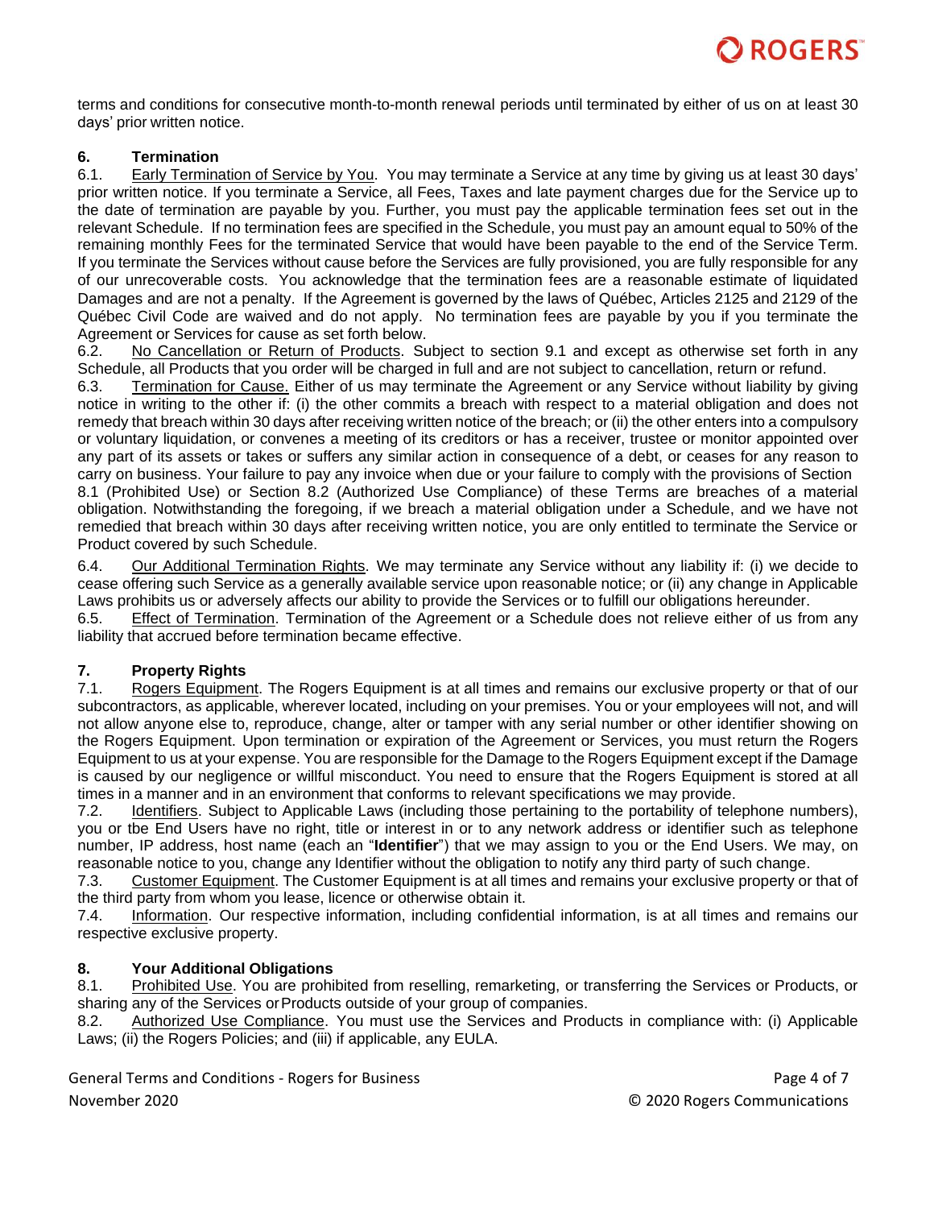terms and conditions for consecutive month-to-month renewal periods until terminated by either of us on at least 30 days' prior written notice.

## 6. Termination

6.1. Early Termination of Service by You. You may terminate a Service at any time by giving us at least 30 days' prior written notice. If you terminate a Service, all Fees, Taxes and late payment charges due for the Service up to the date of termination are payable by you. Further, you must pay the applicable termination fees set out in the relevant Schedule. If no termination fees are specified in the Schedule, you must pay an amount equal to 50% of the remaining monthly Fees for the terminated Service that would have been payable to the end of the Service Term. If you terminate the Services without cause before the Services are fully provisioned, you are fully responsible for any of our unrecoverable costs. You acknowledge that the termination fees are a reasonable estimate of liquidated Damages and are not a penalty. If the Agreement is governed by the laws of Québec, Articles 2125 and 2129 of the Québec Civil Code are waived and do not apply. No termination fees are payable by you if you terminate the Agreement or Services for cause as set forth below.

6.2. No Cancellation or Return of Products. Subject to section 9.1 and except as otherwise set forth in any Schedule, all Products that you order will be charged in full and are not subject to cancellation, return or refund.

6.3. Termination for Cause. Either of us may terminate the Agreement or any Service without liability by giving notice in writing to the other if: (i) the other commits a breach with respect to a material obligation and does not remedy that breach within 30 days after receiving written notice of the breach; or (ii) the other enters into a compulsory or voluntary liquidation, or convenes a meeting of its creditors or has a receiver, trustee or monitor appointed over any part of its assets or takes or suffers any similar action in consequence of a debt, or ceases for any reason to carry on business. Your failure to pay any invoice when due or your failure to comply with the provisions of Section 8.1 (Prohibited Use) or Section 8.2 (Authorized Use Compliance) of these Terms are breaches of a material obligation. Notwithstanding the foregoing, if we breach a material obligation under a Schedule, and we have not remedied that breach within 30 days after receiving written notice, you are only entitled to terminate the Service or Product covered by such Schedule.

6.4. Our Additional Termination Rights. We may terminate any Service without any liability if: (i) we decide to cease offering such Service as a generally available service upon reasonable notice; or (ii) any change in Applicable Laws prohibits us or adversely affects our ability to provide the Services or to fulfill our obligations hereunder.

6.5. Effect of Termination. Termination of the Agreement or a Schedule does not relieve either of us from any liability that accrued before termination became effective.

## 7. Property Rights

7.1. Rogers Equipment. The Rogers Equipment is at all times and remains our exclusive property or that of our subcontractors, as applicable, wherever located, including on your premises. You or your employees will not, and will not allow anyone else to, reproduce, change, alter or tamper with any serial number or other identifier showing on the Rogers Equipment. Upon termination or expiration of the Agreement or Services, you must return the Rogers Equipment to us at your expense. You are responsible for the Damage to the Rogers Equipment except if the Damage is caused by our negligence or willful misconduct. You need to ensure that the Rogers Equipment is stored at all times in a manner and in an environment that conforms to relevant specifications we may provide.

7.2. Identifiers. Subject to Applicable Laws (including those pertaining to the portability of telephone numbers), you or tbe End Users have no right, title or interest in or to any network address or identifier such as telephone number, IP address, host name (each an "**Identifier**") that we may assign to you or the End Users. We may, on reasonable notice to you, change any Identifier without the obligation to notify any third party of such change.

7.3. Customer Equipment. The Customer Equipment is at all times and remains your exclusive property or that of the third party from whom you lease, licence or otherwise obtain it.

7.4. Information. Our respective information, including confidential information, is at all times and remains our respective exclusive property.

## 8. Your Additional Obligations

8.1. Prohibited Use. You are prohibited from reselling, remarketing, or transferring the Services or Products, or sharing any of the Services or Products outside of your group of companies.

8.2. Authorized Use Compliance. You must use the Services and Products in compliance with: (i) Applicable Laws; (ii) the Rogers Policies; and (iii) if applicable, any EULA.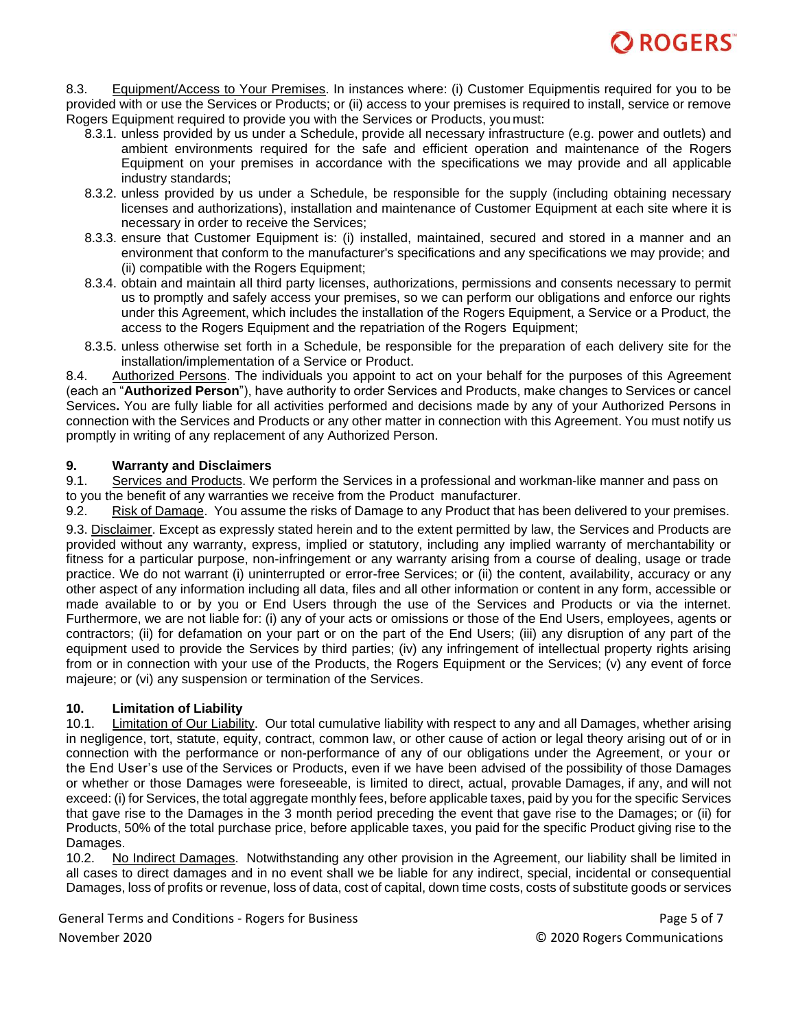8.3. Equipment/Access to Your Premises. In instances where: (i) Customer Equipmentis required for you to be provided with or use the Services or Products; or (ii) access to your premises is required to install, service or remove Rogers Equipment required to provide you with the Services or Products, you must:

- 8.3.1. unless provided by us under a Schedule, provide all necessary infrastructure (e.g. power and outlets) and ambient environments required for the safe and efficient operation and maintenance of the Rogers Equipment on your premises in accordance with the specifications we may provide and all applicable industry standards;
- 8.3.2. unless provided by us under a Schedule, be responsible for the supply (including obtaining necessary licenses and authorizations), installation and maintenance of Customer Equipment at each site where it is necessary in order to receive the Services;
- 8.3.3. ensure that Customer Equipment is: (i) installed, maintained, secured and stored in a manner and an environment that conform to the manufacturer's specifications and any specifications we may provide; and (ii) compatible with the Rogers Equipment;
- 8.3.4. obtain and maintain all third party licenses, authorizations, permissions and consents necessary to permit us to promptly and safely access your premises, so we can perform our obligations and enforce our rights under this Agreement, which includes the installation of the Rogers Equipment, a Service or a Product, the access to the Rogers Equipment and the repatriation of the Rogers Equipment;
- 8.3.5. unless otherwise set forth in a Schedule, be responsible for the preparation of each delivery site for the installation/implementation of a Service or Product.

8.4. Authorized Persons. The individuals you appoint to act on your behalf for the purposes of this Agreement (each an "**Authorized Person**"), have authority to order Services and Products, make changes to Services or cancel Services**.** You are fully liable for all activities performed and decisions made by any of your Authorized Persons in connection with the Services and Products or any other matter in connection with this Agreement. You must notify us promptly in writing of any replacement of any Authorized Person.

## 9. Warranty and Disclaimers

9.1. Services and Products. We perform the Services in a professional and workman-like manner and pass on to you the benefit of any warranties we receive from the Product manufacturer.

9.2. Risk of Damage. You assume the risks of Damage to any Product that has been delivered to your premises.

9.3. Disclaimer. Except as expressly stated herein and to the extent permitted by law, the Services and Products are provided without any warranty, express, implied or statutory, including any implied warranty of merchantability or fitness for a particular purpose, non-infringement or any warranty arising from a course of dealing, usage or trade practice. We do not warrant (i) uninterrupted or error-free Services; or (ii) the content, availability, accuracy or any other aspect of any information including all data, files and all other information or content in any form, accessible or made available to or by you or End Users through the use of the Services and Products or via the internet. Furthermore, we are not liable for: (i) any of your acts or omissions or those of the End Users, employees, agents or contractors; (ii) for defamation on your part or on the part of the End Users; (iii) any disruption of any part of the equipment used to provide the Services by third parties; (iv) any infringement of intellectual property rights arising from or in connection with your use of the Products, the Rogers Equipment or the Services; (v) any event of force majeure; or (vi) any suspension or termination of the Services.

## 10. Limitation of Liability

10.1. Limitation of Our Liability. Our total cumulative liability with respect to any and all Damages, whether arising in negligence, tort, statute, equity, contract, common law, or other cause of action or legal theory arising out of or in connection with the performance or non-performance of any of our obligations under the Agreement, or your or the End User's use of the Services or Products, even if we have been advised of the possibility of those Damages or whether or those Damages were foreseeable, is limited to direct, actual, provable Damages, if any, and will not exceed: (i) for Services, the total aggregate monthly fees, before applicable taxes, paid by you for the specific Services that gave rise to the Damages in the 3 month period preceding the event that gave rise to the Damages; or (ii) for Products, 50% of the total purchase price, before applicable taxes, you paid for the specific Product giving rise to the Damages.

10.2. No Indirect Damages. Notwithstanding any other provision in the Agreement, our liability shall be limited in all cases to direct damages and in no event shall we be liable for any indirect, special, incidental or consequential Damages, loss of profits or revenue, loss of data, cost of capital, down time costs, costs of substitute goods or services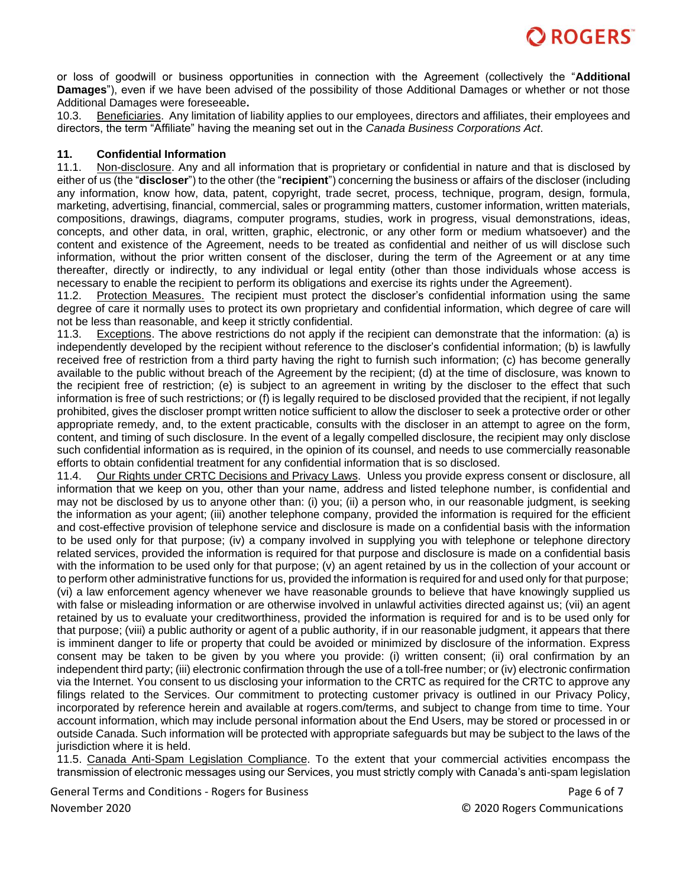or loss of goodwill or business opportunities in connection with the Agreement (collectively the "**Additional Damages**"), even if we have been advised of the possibility of those Additional Damages or whether or not those Additional Damages were foreseeable**.**

10.3. Beneficiaries. Any limitation of liability applies to our employees, directors and affiliates, their employees and directors, the term "Affiliate" having the meaning set out in the *Canada Business Corporations Act*.

**11. Confidential Information**

11.1. Non-disclosure. Any and all information that is proprietary or confidential in nature and that is disclosed by either of us (the "**discloser**") to the other (the "**recipient**") concerning the business or affairs of the discloser (including any information, know how, data, patent, copyright, trade secret, process, technique, program, design, formula, marketing, advertising, financial, commercial, sales or programming matters, customer information, written materials, compositions, drawings, diagrams, computer programs, studies, work in progress, visual demonstrations, ideas, concepts, and other data, in oral, written, graphic, electronic, or any other form or medium whatsoever) and the content and existence of the Agreement, needs to be treated as confidential and neither of us will disclose such information, without the prior written consent of the discloser, during the term of the Agreement or at any time thereafter, directly or indirectly, to any individual or legal entity (other than those individuals whose access is necessary to enable the recipient to perform its obligations and exercise its rights under the Agreement).

11.2. Protection Measures. The recipient must protect the discloser's confidential information using the same degree of care it normally uses to protect its own proprietary and confidential information, which degree of care will not be less than reasonable, and keep it strictly confidential.

11.3. Exceptions. The above restrictions do not apply if the recipient can demonstrate that the information: (a) is independently developed by the recipient without reference to the discloser's confidential information; (b) is lawfully received free of restriction from a third party having the right to furnish such information; (c) has become generally available to the public without breach of the Agreement by the recipient; (d) at the time of disclosure, was known to the recipient free of restriction; (e) is subject to an agreement in writing by the discloser to the effect that such information is free of such restrictions; or (f) is legally required to be disclosed provided that the recipient, if not legally prohibited, gives the discloser prompt written notice sufficient to allow the discloser to seek a protective order or other appropriate remedy, and, to the extent practicable, consults with the discloser in an attempt to agree on the form, content, and timing of such disclosure. In the event of a legally compelled disclosure, the recipient may only disclose such confidential information as is required, in the opinion of its counsel, and needs to use commercially reasonable efforts to obtain confidential treatment for any confidential information that is so disclosed.

11.4. Our Rights under CRTC Decisions and Privacy Laws. Unless you provide express consent or disclosure, all information that we keep on you, other than your name, address and listed telephone number, is confidential and may not be disclosed by us to anyone other than: (i) you; (ii) a person who, in our reasonable judgment, is seeking the information as your agent; (iii) another telephone company, provided the information is required for the efficient and cost-effective provision of telephone service and disclosure is made on a confidential basis with the information to be used only for that purpose; (iv) a company involved in supplying you with telephone or telephone directory related services, provided the information is required for that purpose and disclosure is made on a confidential basis with the information to be used only for that purpose; (v) an agent retained by us in the collection of your account or to perform other administrative functions for us, provided the information is required for and used only for that purpose; (vi) a law enforcement agency whenever we have reasonable grounds to believe that have knowingly supplied us with false or misleading information or are otherwise involved in unlawful activities directed against us; (vii) an agent retained by us to evaluate your creditworthiness, provided the information is required for and is to be used only for that purpose; (viii) a public authority or agent of a public authority, if in our reasonable judgment, it appears that there is imminent danger to life or property that could be avoided or minimized by disclosure of the information. Express consent may be taken to be given by you where you provide: (i) written consent; (ii) oral confirmation by an independent third party; (iii) electronic confirmation through the use of a toll-free number; or (iv) electronic confirmation via the Internet. You consent to us disclosing your information to the CRTC as required for the CRTC to approve any filings related to the Services. Our commitment to protecting customer privacy is outlined in our Privacy Policy, incorporated by reference herein and available at rogers.com/terms, and subject to change from time to time. Your account information, which may include personal information about the End Users, may be stored or processed in or outside Canada. Such information will be protected with appropriate safeguards but may be subject to the laws of the jurisdiction where it is held.

11.5. Canada Anti-Spam Legislation Compliance. To the extent that your commercial activities encompass the transmission of electronic messages using our Services, you must strictly comply with Canada's anti-spam legislation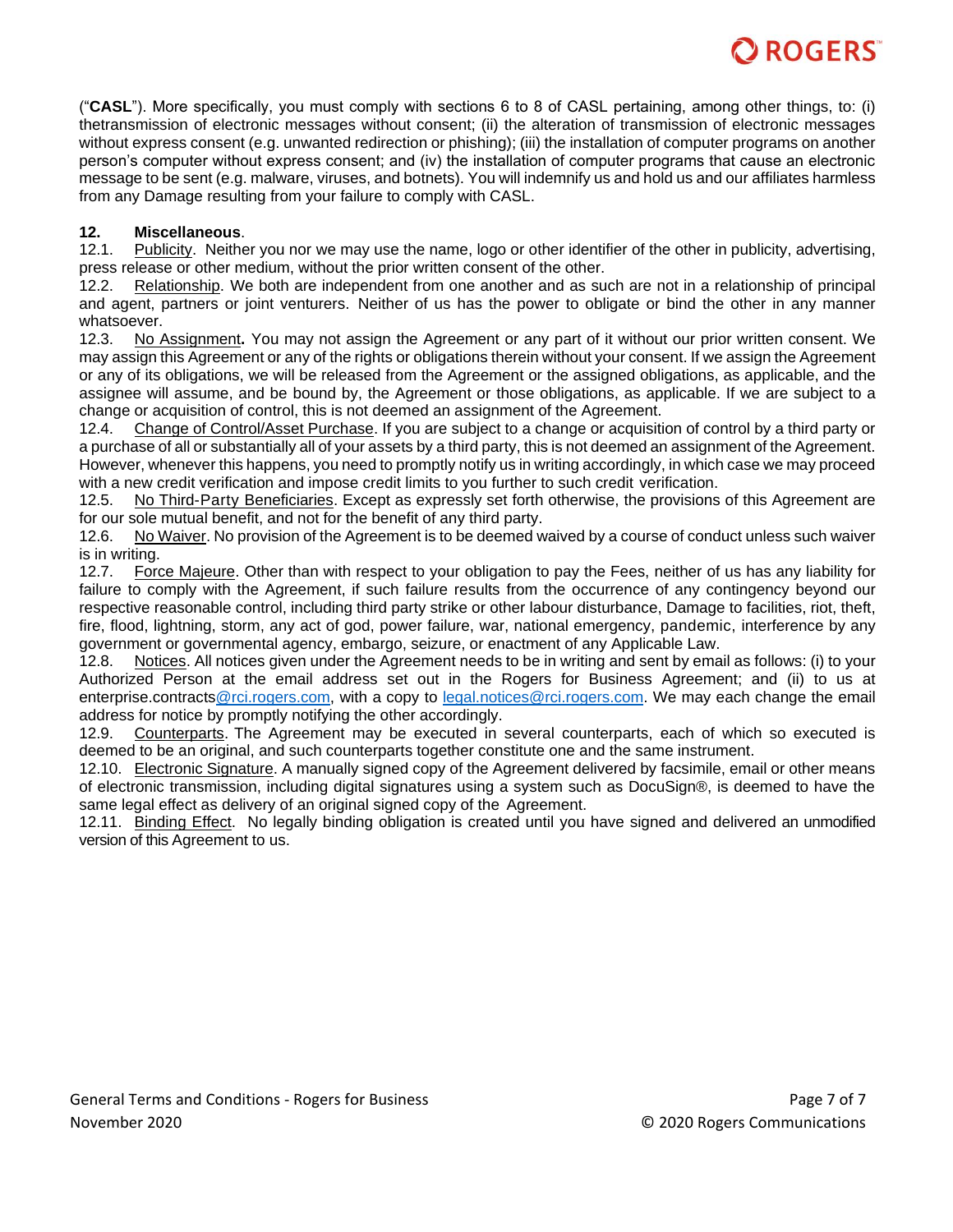("**CASL**"). More specifically, you must comply with sections 6 to 8 of CASL pertaining, among other things, to: (i) thetransmission of electronic messages without consent; (ii) the alteration of transmission of electronic messages without express consent (e.g. unwanted redirection or phishing); (iii) the installation of computer programs on another person's computer without express consent; and (iv) the installation of computer programs that cause an electronic message to be sent (e.g. malware, viruses, and botnets). You will indemnify us and hold us and our affiliates harmless from any Damage resulting from your failure to comply with CASL.

**12. Miscellaneous**.

12.1. Publicity. Neither you nor we may use the name, logo or other identifier of the other in publicity, advertising, press release or other medium, without the prior written consent of the other.

12.2. Relationship. We both are independent from one another and as such are not in a relationship of principal and agent, partners or joint venturers. Neither of us has the power to obligate or bind the other in any manner whatsoever.

12.3. No Assignment**.** You may not assign the Agreement or any part of it without our prior written consent. We may assign this Agreement or any of the rights or obligations therein without your consent. If we assign the Agreement or any of its obligations, we will be released from the Agreement or the assigned obligations, as applicable, and the assignee will assume, and be bound by, the Agreement or those obligations, as applicable. If we are subject to a change or acquisition of control, this is not deemed an assignment of the Agreement.

12.4. Change of Control/Asset Purchase. If you are subject to a change or acquisition of control by a third party or a purchase of all or substantially all of your assets by a third party, this is not deemed an assignment of the Agreement. However, whenever this happens, you need to promptly notify us in writing accordingly, in which case we may proceed with a new credit verification and impose credit limits to you further to such credit verification.

12.5. No Third-Party Beneficiaries. Except as expressly set forth otherwise, the provisions of this Agreement are for our sole mutual benefit, and not for the benefit of any third party.

12.6. No Waiver. No provision of the Agreement is to be deemed waived by a course of conduct unless such waiver is in writing.

12.7. Force Majeure. Other than with respect to your obligation to pay the Fees, neither of us has any liability for failure to comply with the Agreement, if such failure results from the occurrence of any contingency beyond our respective reasonable control, including third party strike or other labour disturbance, Damage to facilities, riot, theft, fire, flood, lightning, storm, any act of god, power failure, war, national emergency, pandemic, interference by any government or governmental agency, embargo, seizure, or enactment of any Applicable Law.

12.8. Notices. All notices given under the Agreement needs to be in writing and sent by email as follows: (i) to your Authorized Person at the email address set out in the Rogers for Business Agreement; and (ii) to us at enterprise.contracts@rci.rogers.com, with a copy to legal.notices@rci.rogers.com. We may each change the email address for notice by promptly notifying the other accordingly.

12.9. Counterparts. The Agreement may be executed in several counterparts, each of which so executed is deemed to be an original, and such counterparts together constitute one and the same instrument.

12.10. Electronic Signature. A manually signed copy of the Agreement delivered by facsimile, email or other means of electronic transmission, including digital signatures using a system such as DocuSign®, is deemed to have the same legal effect as delivery of an original signed copy of the Agreement.

12.11. Binding Effect. No legally binding obligation is created until you have signed and delivered an unmodified version of this Agreement to us.